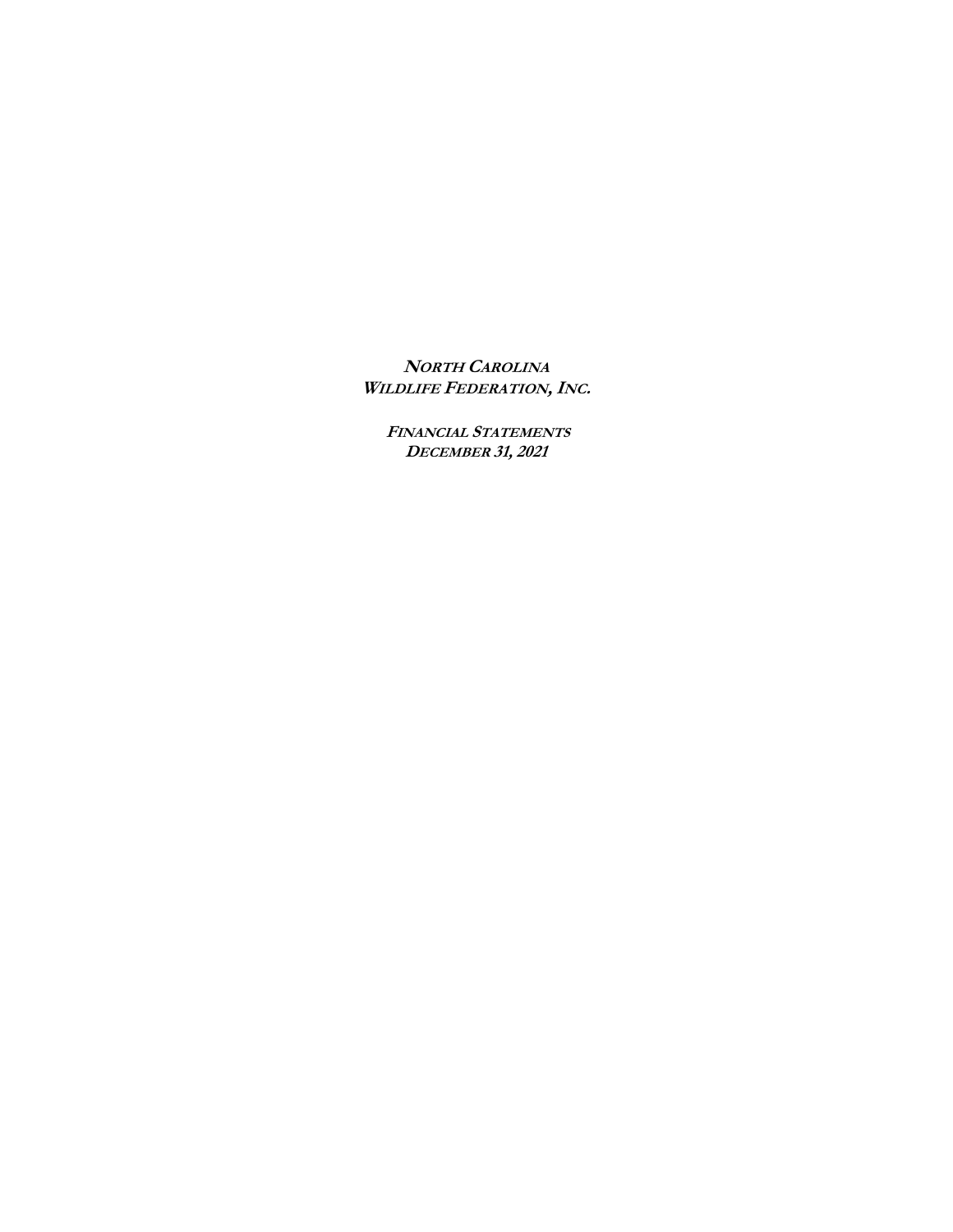# ***NORTH CAROLINA WILDLIFE FEDERATION, INC.***

## ***FINANCIAL STATEMENTS DECEMBER 31, 2021***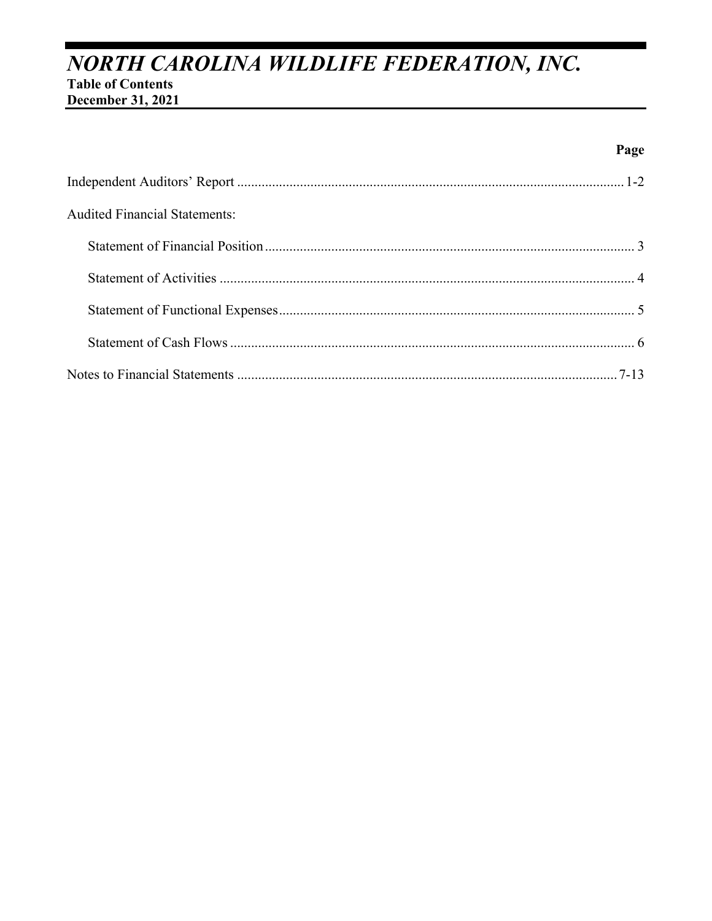# *NORTH CAROLINA WILDLIFE FEDERATION, INC.*

**Table of Contents**
**December 31, 2021**

| | Page |
|---|---|
| Independent Auditors' Report | 1-2 |
| Audited Financial Statements: | |
| Statement of Financial Position | 3 |
| Statement of Activities | 4 |
| Statement of Functional Expenses | 5 |
| Statement of Cash Flows | 6 |
| Notes to Financial Statements | 7-13 |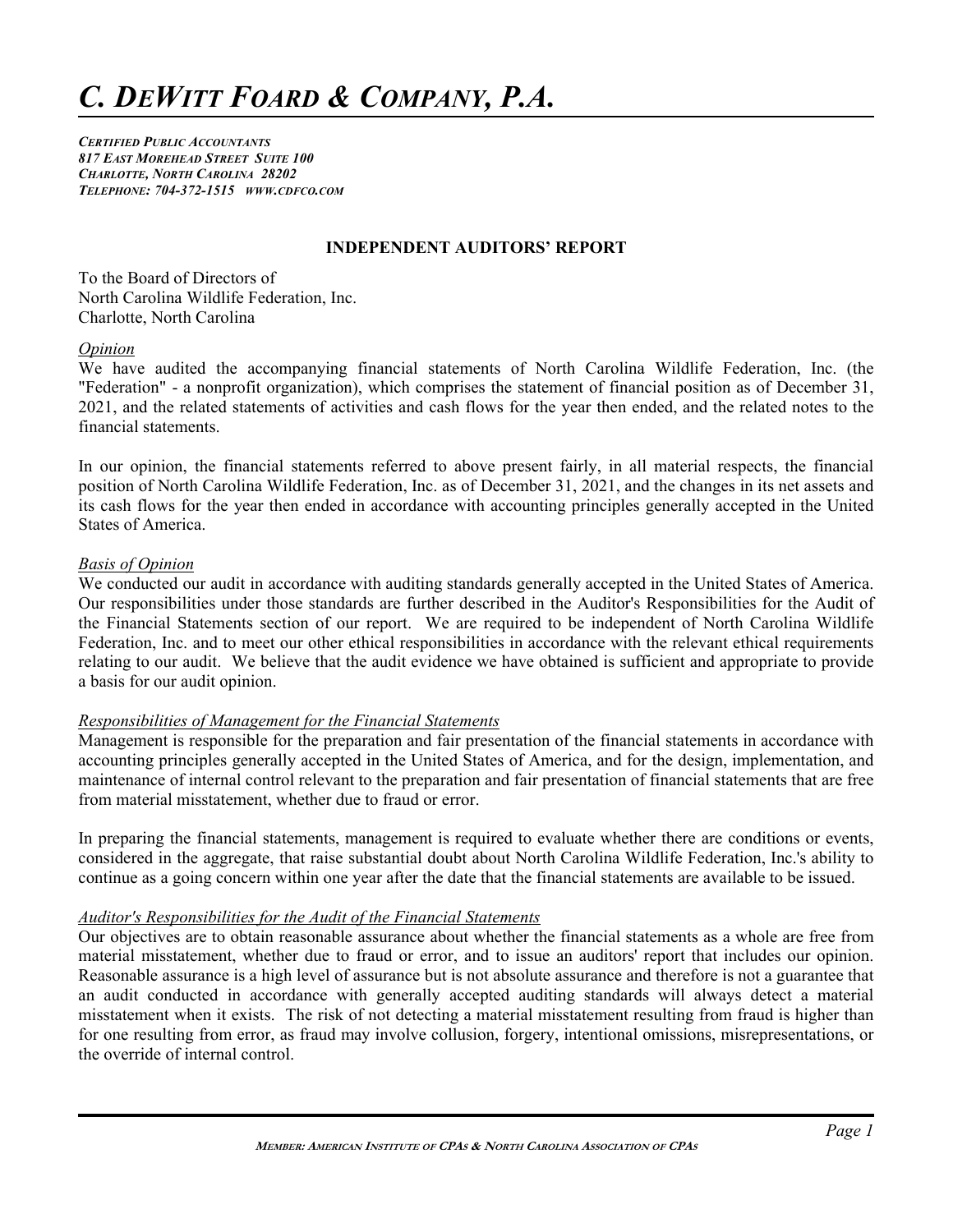# *C. DEWITT FOARD & COMPANY, P.A.*

*CERTIFIED PUBLIC ACCOUNTANTS*
*817 EAST MOREHEAD STREET SUITE 100*
*CHARLOTTE, NORTH CAROLINA 28202*
*TELEPHONE: 704-372-1515 WWW.CDFCO.COM*

## INDEPENDENT AUDITORS' REPORT

To the Board of Directors of
North Carolina Wildlife Federation, Inc.
Charlotte, North Carolina

*Opinion*

We have audited the accompanying financial statements of North Carolina Wildlife Federation, Inc. (the "Federation" - a nonprofit organization), which comprises the statement of financial position as of December 31, 2021, and the related statements of activities and cash flows for the year then ended, and the related notes to the financial statements.

In our opinion, the financial statements referred to above present fairly, in all material respects, the financial position of North Carolina Wildlife Federation, Inc. as of December 31, 2021, and the changes in its net assets and its cash flows for the year then ended in accordance with accounting principles generally accepted in the United States of America.

*Basis of Opinion*

We conducted our audit in accordance with auditing standards generally accepted in the United States of America. Our responsibilities under those standards are further described in the Auditor's Responsibilities for the Audit of the Financial Statements section of our report. We are required to be independent of North Carolina Wildlife Federation, Inc. and to meet our other ethical responsibilities in accordance with the relevant ethical requirements relating to our audit. We believe that the audit evidence we have obtained is sufficient and appropriate to provide a basis for our audit opinion.

*Responsibilities of Management for the Financial Statements*

Management is responsible for the preparation and fair presentation of the financial statements in accordance with accounting principles generally accepted in the United States of America, and for the design, implementation, and maintenance of internal control relevant to the preparation and fair presentation of financial statements that are free from material misstatement, whether due to fraud or error.

In preparing the financial statements, management is required to evaluate whether there are conditions or events, considered in the aggregate, that raise substantial doubt about North Carolina Wildlife Federation, Inc.'s ability to continue as a going concern within one year after the date that the financial statements are available to be issued.

*Auditor's Responsibilities for the Audit of the Financial Statements*

Our objectives are to obtain reasonable assurance about whether the financial statements as a whole are free from material misstatement, whether due to fraud or error, and to issue an auditors' report that includes our opinion. Reasonable assurance is a high level of assurance but is not absolute assurance and therefore is not a guarantee that an audit conducted in accordance with generally accepted auditing standards will always detect a material misstatement when it exists. The risk of not detecting a material misstatement resulting from fraud is higher than for one resulting from error, as fraud may involve collusion, forgery, intentional omissions, misrepresentations, or the override of internal control.

*MEMBER: AMERICAN INSTITUTE OF CPAS & NORTH CAROLINA ASSOCIATION OF CPAS*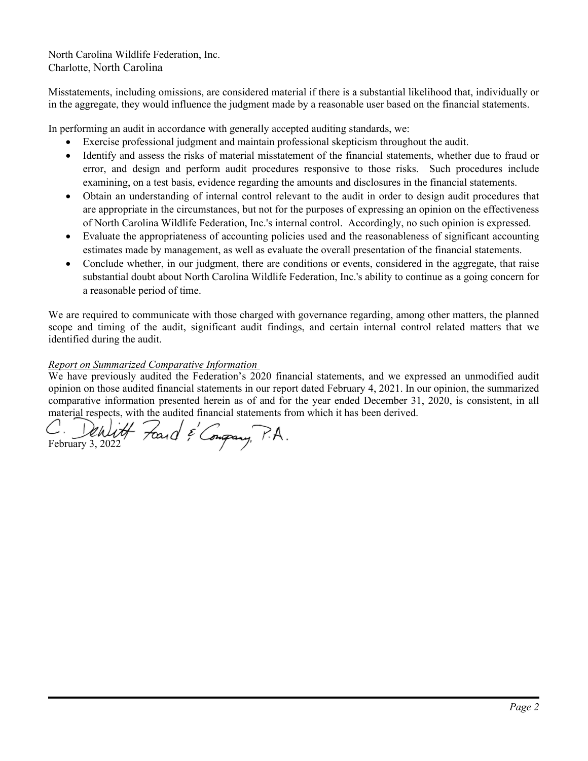North Carolina Wildlife Federation, Inc.
Charlotte, North Carolina

Misstatements, including omissions, are considered material if there is a substantial likelihood that, individually or in the aggregate, they would influence the judgment made by a reasonable user based on the financial statements.

In performing an audit in accordance with generally accepted auditing standards, we:

- Exercise professional judgment and maintain professional skepticism throughout the audit.
- Identify and assess the risks of material misstatement of the financial statements, whether due to fraud or error, and design and perform audit procedures responsive to those risks. Such procedures include examining, on a test basis, evidence regarding the amounts and disclosures in the financial statements.
- Obtain an understanding of internal control relevant to the audit in order to design audit procedures that are appropriate in the circumstances, but not for the purposes of expressing an opinion on the effectiveness of North Carolina Wildlife Federation, Inc.'s internal control. Accordingly, no such opinion is expressed.
- Evaluate the appropriateness of accounting policies used and the reasonableness of significant accounting estimates made by management, as well as evaluate the overall presentation of the financial statements.
- Conclude whether, in our judgment, there are conditions or events, considered in the aggregate, that raise substantial doubt about North Carolina Wildlife Federation, Inc.'s ability to continue as a going concern for a reasonable period of time.

We are required to communicate with those charged with governance regarding, among other matters, the planned scope and timing of the audit, significant audit findings, and certain internal control related matters that we identified during the audit.

*Report on Summarized Comparative Information*

We have previously audited the Federation's 2020 financial statements, and we expressed an unmodified audit opinion on those audited financial statements in our report dated February 4, 2021. In our opinion, the summarized comparative information presented herein as of and for the year ended December 31, 2020, is consistent, in all material respects, with the audited financial statements from which it has been derived.

C. DeWitt Foard & Company, P.A.

February 3, 2022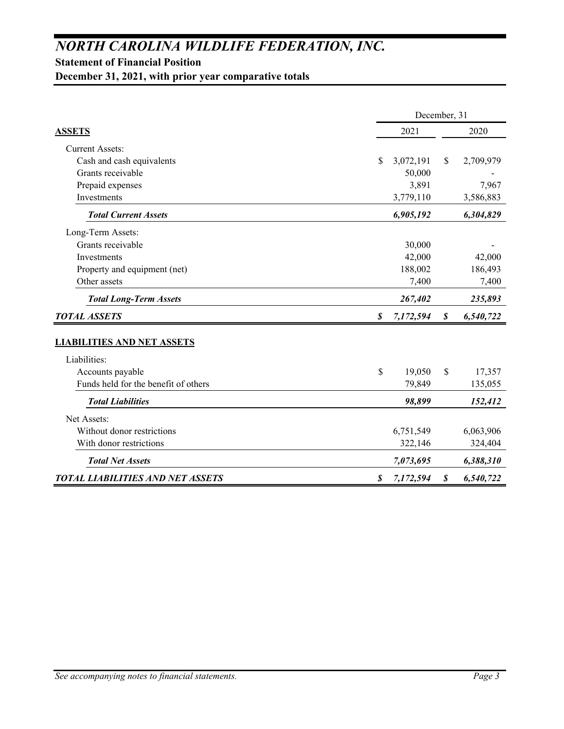# *NORTH CAROLINA WILDLIFE FEDERATION, INC.*

**Statement of Financial Position**

**December 31, 2021, with prior year comparative totals**

| | December, 31 | |
|---|---|---|
| **ASSETS** | 2021 | 2020 |
| Current Assets: | | |
| Cash and cash equivalents | $ 3,072,191 | $ 2,709,979 |
| Grants receivable | 50,000 | - |
| Prepaid expenses | 3,891 | 7,967 |
| Investments | 3,779,110 | 3,586,883 |
| ***Total Current Assets*** | ***6,905,192*** | ***6,304,829*** |
| Long-Term Assets: | | |
| Grants receivable | 30,000 | - |
| Investments | 42,000 | 42,000 |
| Property and equipment (net) | 188,002 | 186,493 |
| Other assets | 7,400 | 7,400 |
| ***Total Long-Term Assets*** | ***267,402*** | ***235,893*** |
| ***TOTAL ASSETS*** | ***$ 7,172,594*** | ***$ 6,540,722*** |
| **LIABILITIES AND NET ASSETS** | | |
| Liabilities: | | |
| Accounts payable | $ 19,050 | $ 17,357 |
| Funds held for the benefit of others | 79,849 | 135,055 |
| ***Total Liabilities*** | ***98,899*** | ***152,412*** |
| Net Assets: | | |
| Without donor restrictions | 6,751,549 | 6,063,906 |
| With donor restrictions | 322,146 | 324,404 |
| ***Total Net Assets*** | ***7,073,695*** | ***6,388,310*** |
| ***TOTAL LIABILITIES AND NET ASSETS*** | ***$ 7,172,594*** | ***$ 6,540,722*** |

*See accompanying notes to financial statements.*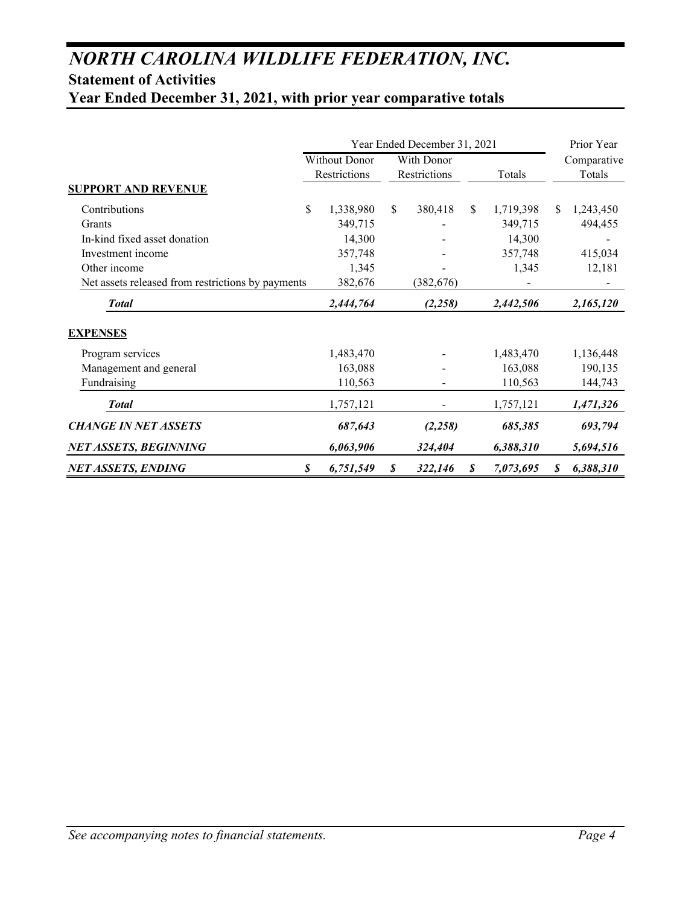# *NORTH CAROLINA WILDLIFE FEDERATION, INC.*

## Statement of Activities

## Year Ended December 31, 2021, with prior year comparative totals

| | Year Ended December 31, 2021 | | | Prior Year |
|---|---|---|---|---|
| | Without Donor Restrictions | With Donor Restrictions | Totals | Comparative Totals |
| **SUPPORT AND REVENUE** | | | | |
| Contributions | $ 1,338,980 | $ 380,418 | $ 1,719,398 | $ 1,243,450 |
| Grants | 349,715 | - | 349,715 | 494,455 |
| In-kind fixed asset donation | 14,300 | - | 14,300 | - |
| Investment income | 357,748 | - | 357,748 | 415,034 |
| Other income | 1,345 | - | 1,345 | 12,181 |
| Net assets released from restrictions by payments | 382,676 | (382,676) | - | - |
| ***Total*** | ***2,444,764*** | ***(2,258)*** | ***2,442,506*** | ***2,165,120*** |
| **EXPENSES** | | | | |
| Program services | 1,483,470 | - | 1,483,470 | 1,136,448 |
| Management and general | 163,088 | - | 163,088 | 190,135 |
| Fundraising | 110,563 | - | 110,563 | 144,743 |
| ***Total*** | 1,757,121 | - | 1,757,121 | ***1,471,326*** |
| ***CHANGE IN NET ASSETS*** | ***687,643*** | ***(2,258)*** | ***685,385*** | ***693,794*** |
| ***NET ASSETS, BEGINNING*** | ***6,063,906*** | ***324,404*** | ***6,388,310*** | ***5,694,516*** |
| ***NET ASSETS, ENDING*** | ***$ 6,751,549*** | ***$ 322,146*** | ***$ 7,073,695*** | ***$ 6,388,310*** |

*See accompanying notes to financial statements.*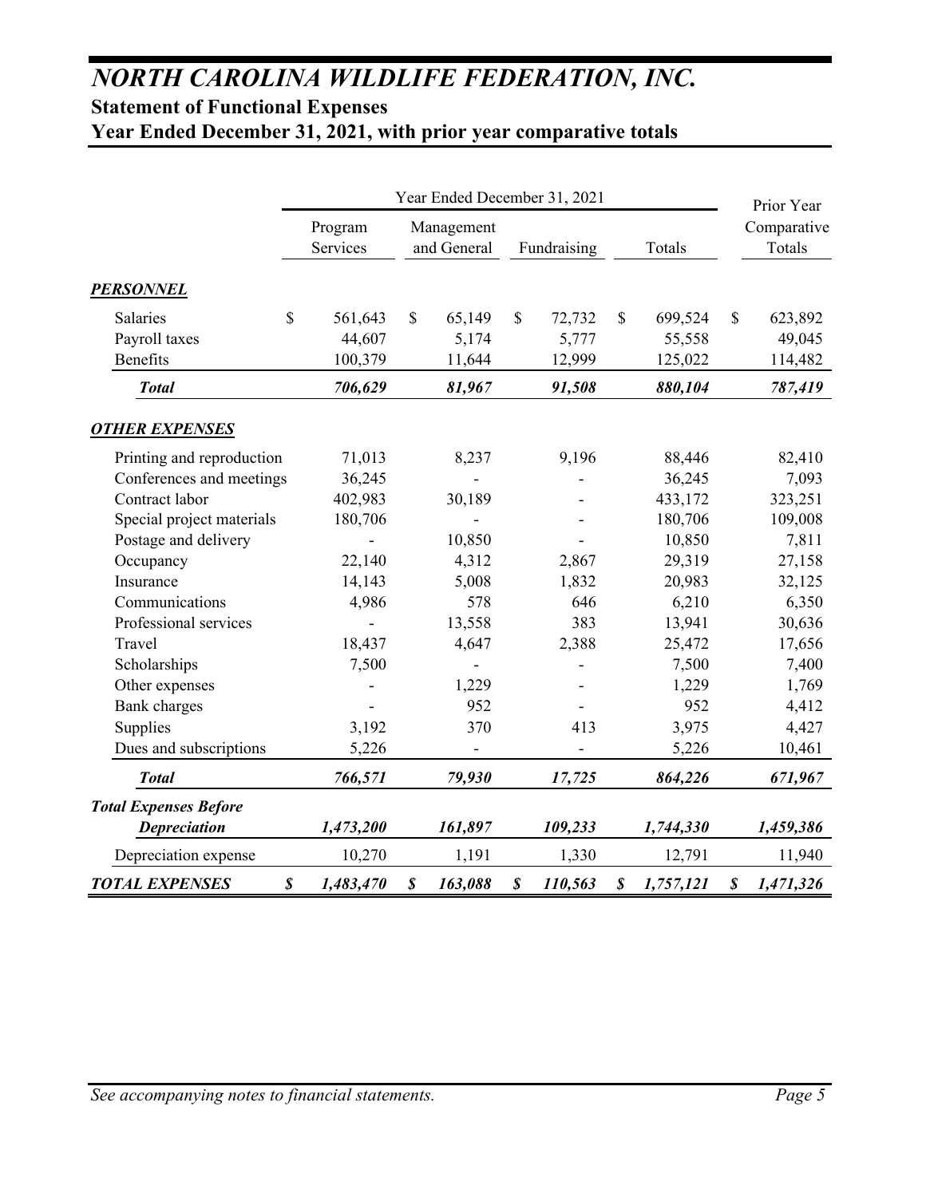# *NORTH CAROLINA WILDLIFE FEDERATION, INC.*

## Statement of Functional Expenses

## Year Ended December 31, 2021, with prior year comparative totals

| | Year Ended December 31, 2021 | | | | Prior Year |
|---|---|---|---|---|---|
| | Program Services | Management and General | Fundraising | Totals | Comparative Totals |
| ***PERSONNEL*** | | | | | |
| Salaries | $ 561,643 | $ 65,149 | $ 72,732 | $ 699,524 | $ 623,892 |
| Payroll taxes | 44,607 | 5,174 | 5,777 | 55,558 | 49,045 |
| Benefits | 100,379 | 11,644 | 12,999 | 125,022 | 114,482 |
| ***Total*** | ***706,629*** | ***81,967*** | ***91,508*** | ***880,104*** | ***787,419*** |
| ***OTHER EXPENSES*** | | | | | |
| Printing and reproduction | 71,013 | 8,237 | 9,196 | 88,446 | 82,410 |
| Conferences and meetings | 36,245 | - | - | 36,245 | 7,093 |
| Contract labor | 402,983 | 30,189 | - | 433,172 | 323,251 |
| Special project materials | 180,706 | - | - | 180,706 | 109,008 |
| Postage and delivery | - | 10,850 | - | 10,850 | 7,811 |
| Occupancy | 22,140 | 4,312 | 2,867 | 29,319 | 27,158 |
| Insurance | 14,143 | 5,008 | 1,832 | 20,983 | 32,125 |
| Communications | 4,986 | 578 | 646 | 6,210 | 6,350 |
| Professional services | - | 13,558 | 383 | 13,941 | 30,636 |
| Travel | 18,437 | 4,647 | 2,388 | 25,472 | 17,656 |
| Scholarships | 7,500 | - | - | 7,500 | 7,400 |
| Other expenses | - | 1,229 | - | 1,229 | 1,769 |
| Bank charges | - | 952 | - | 952 | 4,412 |
| Supplies | 3,192 | 370 | 413 | 3,975 | 4,427 |
| Dues and subscriptions | 5,226 | - | - | 5,226 | 10,461 |
| ***Total*** | ***766,571*** | ***79,930*** | ***17,725*** | ***864,226*** | ***671,967*** |
| ***Total Expenses Before Depreciation*** | ***1,473,200*** | ***161,897*** | ***109,233*** | ***1,744,330*** | ***1,459,386*** |
| Depreciation expense | 10,270 | 1,191 | 1,330 | 12,791 | 11,940 |
| ***TOTAL EXPENSES*** | ***$ 1,483,470*** | ***$ 163,088*** | ***$ 110,563*** | ***$ 1,757,121*** | ***$ 1,471,326*** |

*See accompanying notes to financial statements.*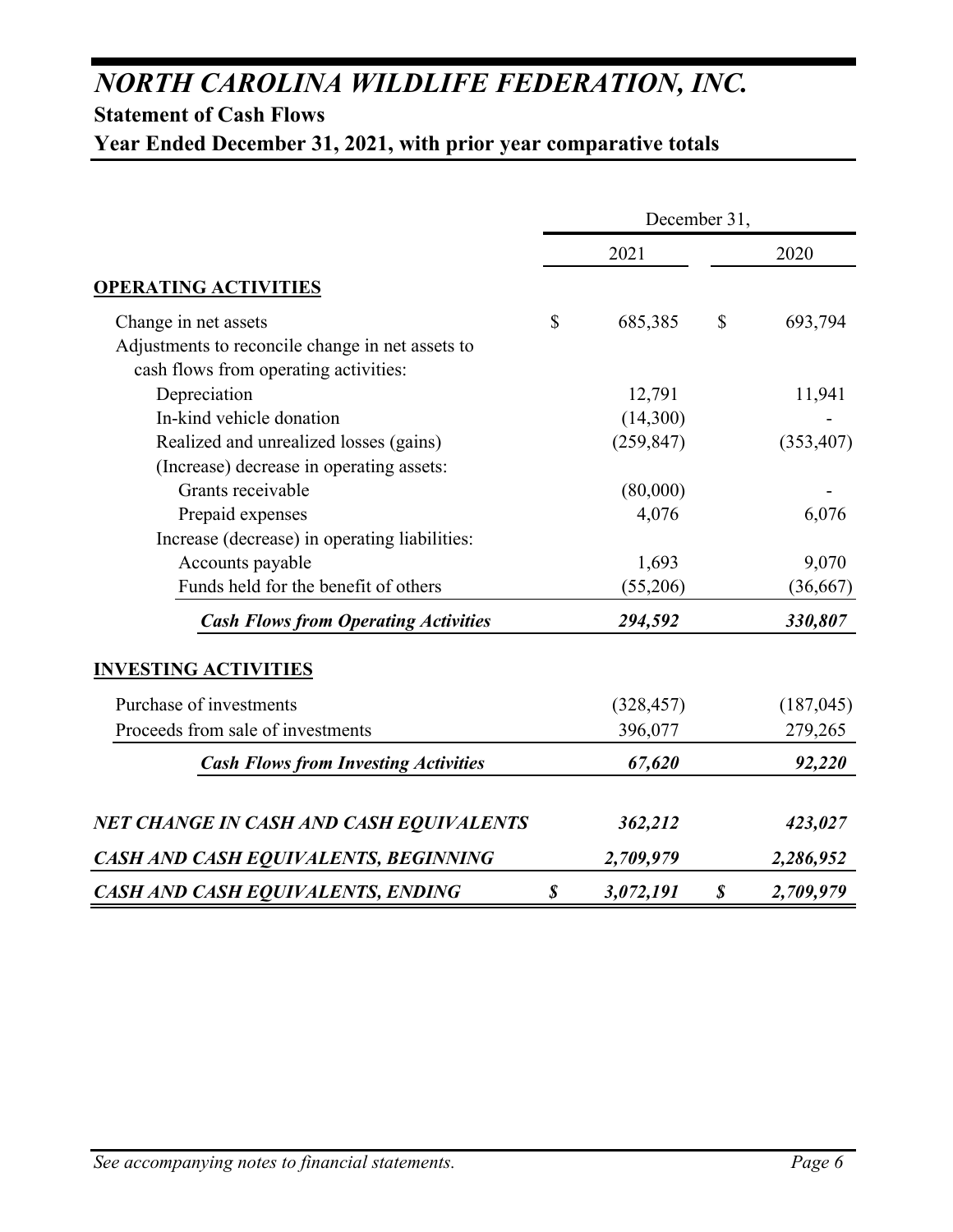# NORTH CAROLINA WILDLIFE FEDERATION, INC.

## Statement of Cash Flows

## Year Ended December 31, 2021, with prior year comparative totals

| | December 31, | |
|---|---|---|
| | 2021 | 2020 |
| **OPERATING ACTIVITIES** | | |
| Change in net assets | $ 685,385 | $ 693,794 |
| Adjustments to reconcile change in net assets to cash flows from operating activities: | | |
| Depreciation | 12,791 | 11,941 |
| In-kind vehicle donation | (14,300) | - |
| Realized and unrealized losses (gains) | (259,847) | (353,407) |
| (Increase) decrease in operating assets: | | |
| Grants receivable | (80,000) | - |
| Prepaid expenses | 4,076 | 6,076 |
| Increase (decrease) in operating liabilities: | | |
| Accounts payable | 1,693 | 9,070 |
| Funds held for the benefit of others | (55,206) | (36,667) |
| ***Cash Flows from Operating Activities*** | ***294,592*** | ***330,807*** |
| **INVESTING ACTIVITIES** | | |
| Purchase of investments | (328,457) | (187,045) |
| Proceeds from sale of investments | 396,077 | 279,265 |
| ***Cash Flows from Investing Activities*** | ***67,620*** | ***92,220*** |
| ***NET CHANGE IN CASH AND CASH EQUIVALENTS*** | ***362,212*** | ***423,027*** |
| ***CASH AND CASH EQUIVALENTS, BEGINNING*** | ***2,709,979*** | ***2,286,952*** |
| ***CASH AND CASH EQUIVALENTS, ENDING*** | ***$ 3,072,191*** | ***$ 2,709,979*** |

*See accompanying notes to financial statements.*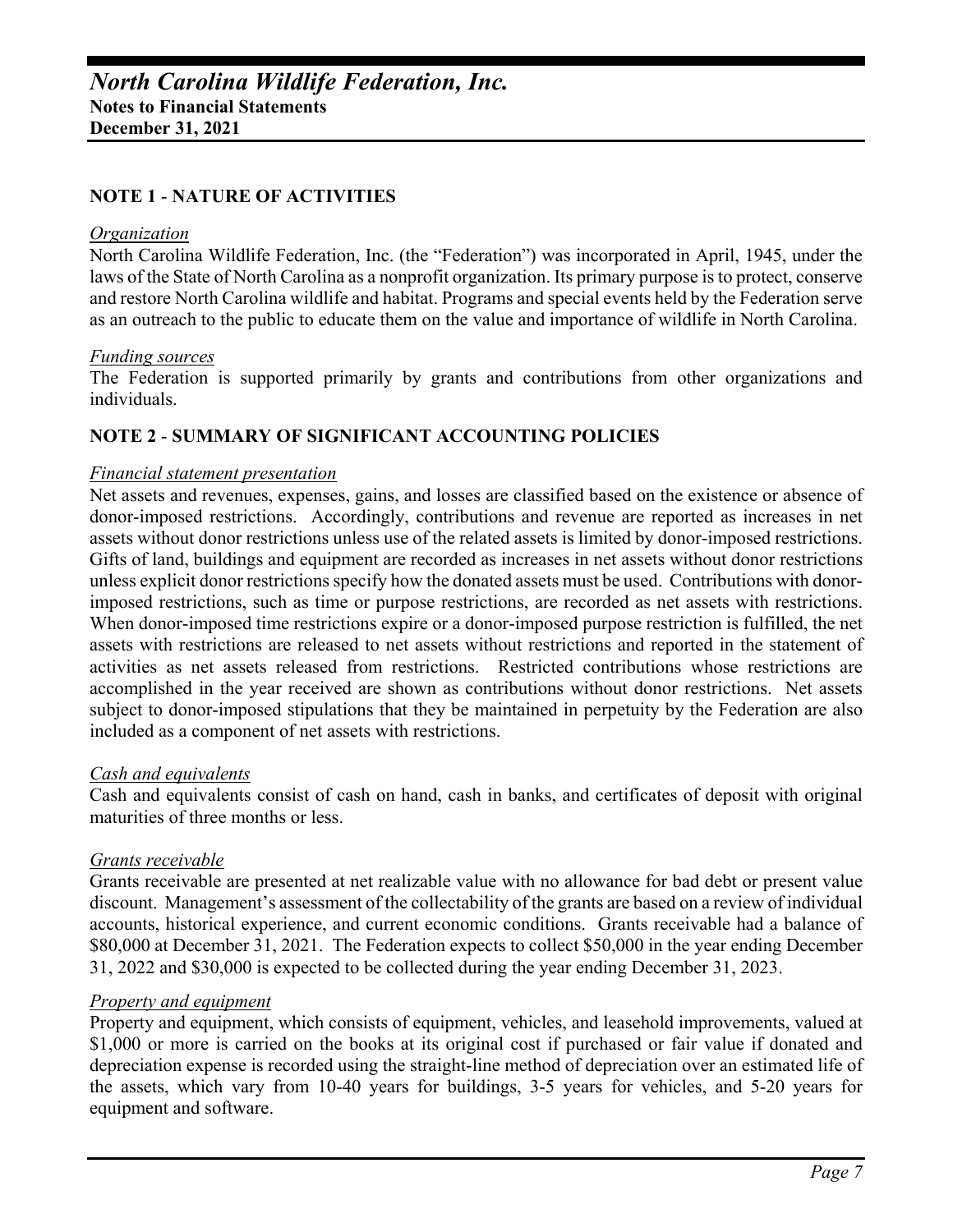# *North Carolina Wildlife Federation, Inc.*

**Notes to Financial Statements**
**December 31, 2021**

## NOTE 1 - NATURE OF ACTIVITIES

*Organization*

North Carolina Wildlife Federation, Inc. (the "Federation") was incorporated in April, 1945, under the laws of the State of North Carolina as a nonprofit organization. Its primary purpose is to protect, conserve and restore North Carolina wildlife and habitat. Programs and special events held by the Federation serve as an outreach to the public to educate them on the value and importance of wildlife in North Carolina.

*Funding sources*

The Federation is supported primarily by grants and contributions from other organizations and individuals.

## NOTE 2 - SUMMARY OF SIGNIFICANT ACCOUNTING POLICIES

*Financial statement presentation*

Net assets and revenues, expenses, gains, and losses are classified based on the existence or absence of donor-imposed restrictions. Accordingly, contributions and revenue are reported as increases in net assets without donor restrictions unless use of the related assets is limited by donor-imposed restrictions. Gifts of land, buildings and equipment are recorded as increases in net assets without donor restrictions unless explicit donor restrictions specify how the donated assets must be used. Contributions with donor-imposed restrictions, such as time or purpose restrictions, are recorded as net assets with restrictions. When donor-imposed time restrictions expire or a donor-imposed purpose restriction is fulfilled, the net assets with restrictions are released to net assets without restrictions and reported in the statement of activities as net assets released from restrictions. Restricted contributions whose restrictions are accomplished in the year received are shown as contributions without donor restrictions. Net assets subject to donor-imposed stipulations that they be maintained in perpetuity by the Federation are also included as a component of net assets with restrictions.

*Cash and equivalents*

Cash and equivalents consist of cash on hand, cash in banks, and certificates of deposit with original maturities of three months or less.

*Grants receivable*

Grants receivable are presented at net realizable value with no allowance for bad debt or present value discount. Management's assessment of the collectability of the grants are based on a review of individual accounts, historical experience, and current economic conditions. Grants receivable had a balance of $80,000 at December 31, 2021. The Federation expects to collect $50,000 in the year ending December 31, 2022 and $30,000 is expected to be collected during the year ending December 31, 2023.

*Property and equipment*

Property and equipment, which consists of equipment, vehicles, and leasehold improvements, valued at $1,000 or more is carried on the books at its original cost if purchased or fair value if donated and depreciation expense is recorded using the straight-line method of depreciation over an estimated life of the assets, which vary from 10-40 years for buildings, 3-5 years for vehicles, and 5-20 years for equipment and software.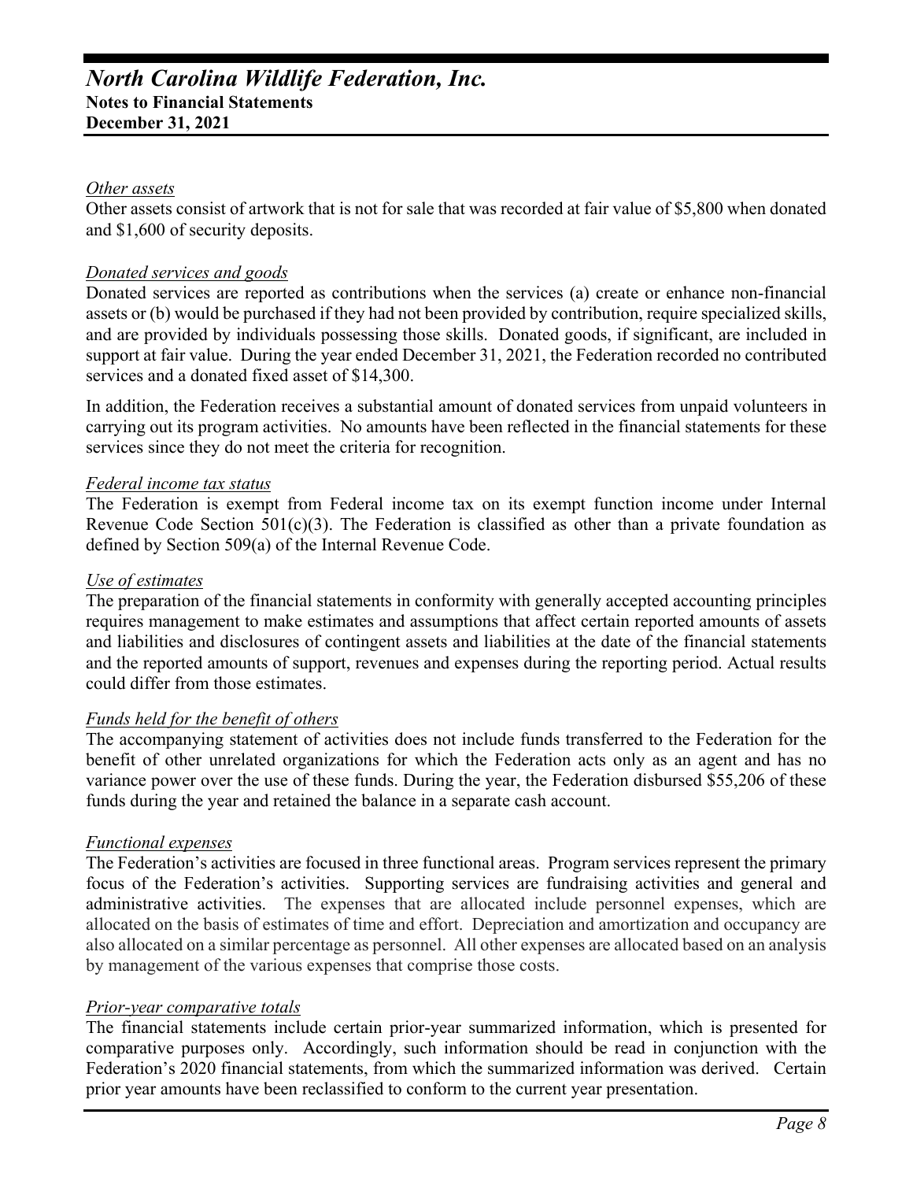*Other assets*

Other assets consist of artwork that is not for sale that was recorded at fair value of $5,800 when donated and $1,600 of security deposits.

*Donated services and goods*

Donated services are reported as contributions when the services (a) create or enhance non-financial assets or (b) would be purchased if they had not been provided by contribution, require specialized skills, and are provided by individuals possessing those skills. Donated goods, if significant, are included in support at fair value. During the year ended December 31, 2021, the Federation recorded no contributed services and a donated fixed asset of $14,300.

In addition, the Federation receives a substantial amount of donated services from unpaid volunteers in carrying out its program activities. No amounts have been reflected in the financial statements for these services since they do not meet the criteria for recognition.

*Federal income tax status*

The Federation is exempt from Federal income tax on its exempt function income under Internal Revenue Code Section 501(c)(3). The Federation is classified as other than a private foundation as defined by Section 509(a) of the Internal Revenue Code.

*Use of estimates*

The preparation of the financial statements in conformity with generally accepted accounting principles requires management to make estimates and assumptions that affect certain reported amounts of assets and liabilities and disclosures of contingent assets and liabilities at the date of the financial statements and the reported amounts of support, revenues and expenses during the reporting period. Actual results could differ from those estimates.

*Funds held for the benefit of others*

The accompanying statement of activities does not include funds transferred to the Federation for the benefit of other unrelated organizations for which the Federation acts only as an agent and has no variance power over the use of these funds. During the year, the Federation disbursed $55,206 of these funds during the year and retained the balance in a separate cash account.

*Functional expenses*

The Federation's activities are focused in three functional areas. Program services represent the primary focus of the Federation's activities. Supporting services are fundraising activities and general and administrative activities. The expenses that are allocated include personnel expenses, which are allocated on the basis of estimates of time and effort. Depreciation and amortization and occupancy are also allocated on a similar percentage as personnel. All other expenses are allocated based on an analysis by management of the various expenses that comprise those costs.

*Prior-year comparative totals*

The financial statements include certain prior-year summarized information, which is presented for comparative purposes only. Accordingly, such information should be read in conjunction with the Federation's 2020 financial statements, from which the summarized information was derived. Certain prior year amounts have been reclassified to conform to the current year presentation.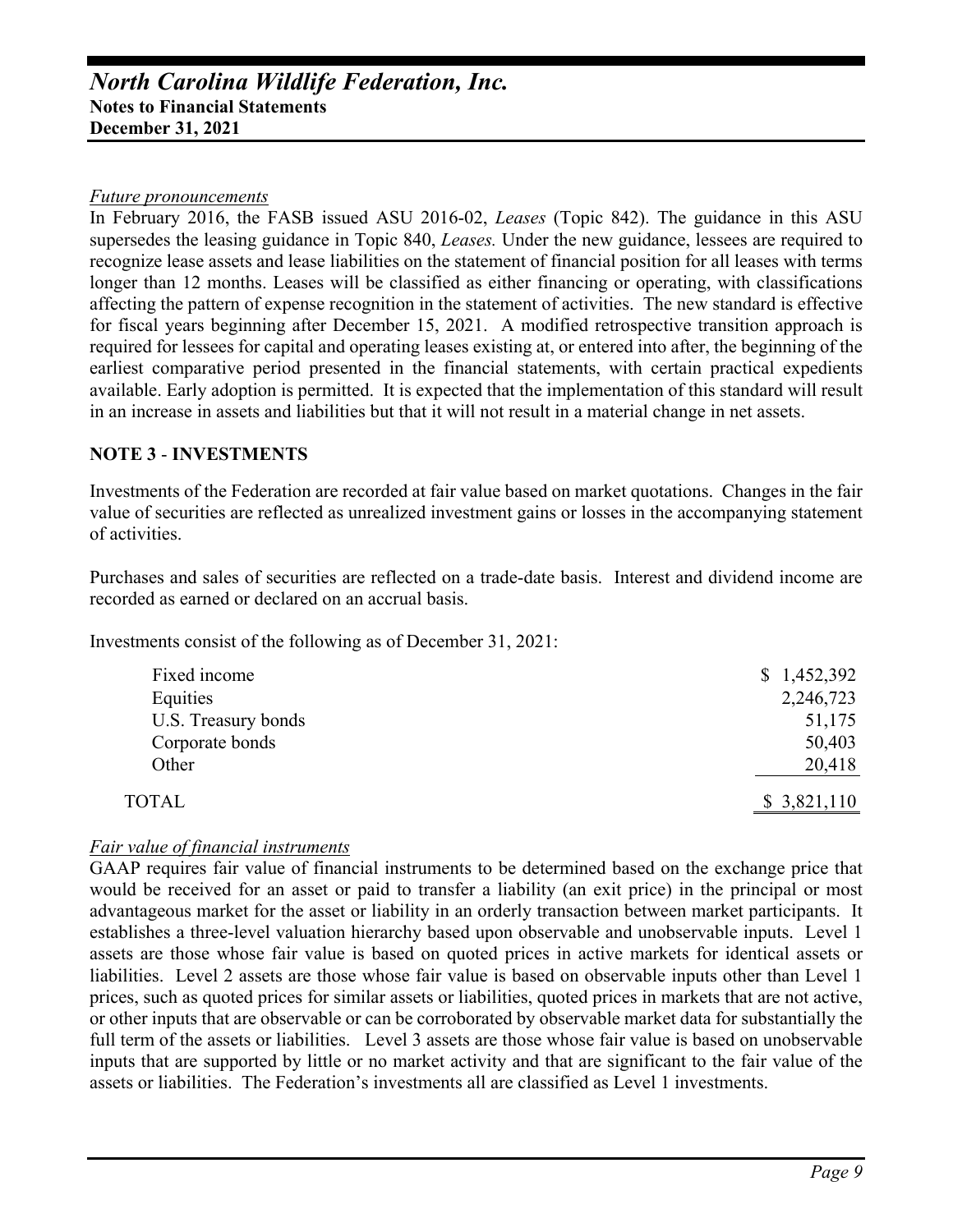*Future pronouncements*

In February 2016, the FASB issued ASU 2016-02, *Leases* (Topic 842). The guidance in this ASU supersedes the leasing guidance in Topic 840, *Leases.* Under the new guidance, lessees are required to recognize lease assets and lease liabilities on the statement of financial position for all leases with terms longer than 12 months. Leases will be classified as either financing or operating, with classifications affecting the pattern of expense recognition in the statement of activities. The new standard is effective for fiscal years beginning after December 15, 2021. A modified retrospective transition approach is required for lessees for capital and operating leases existing at, or entered into after, the beginning of the earliest comparative period presented in the financial statements, with certain practical expedients available. Early adoption is permitted. It is expected that the implementation of this standard will result in an increase in assets and liabilities but that it will not result in a material change in net assets.

## NOTE 3 - INVESTMENTS

Investments of the Federation are recorded at fair value based on market quotations. Changes in the fair value of securities are reflected as unrealized investment gains or losses in the accompanying statement of activities.

Purchases and sales of securities are reflected on a trade-date basis. Interest and dividend income are recorded as earned or declared on an accrual basis.

Investments consist of the following as of December 31, 2021:

| | |
|---|---|
| Fixed income | $ 1,452,392 |
| Equities | 2,246,723 |
| U.S. Treasury bonds | 51,175 |
| Corporate bonds | 50,403 |
| Other | 20,418 |
| TOTAL | $ 3,821,110 |

*Fair value of financial instruments*

GAAP requires fair value of financial instruments to be determined based on the exchange price that would be received for an asset or paid to transfer a liability (an exit price) in the principal or most advantageous market for the asset or liability in an orderly transaction between market participants. It establishes a three-level valuation hierarchy based upon observable and unobservable inputs. Level 1 assets are those whose fair value is based on quoted prices in active markets for identical assets or liabilities. Level 2 assets are those whose fair value is based on observable inputs other than Level 1 prices, such as quoted prices for similar assets or liabilities, quoted prices in markets that are not active, or other inputs that are observable or can be corroborated by observable market data for substantially the full term of the assets or liabilities. Level 3 assets are those whose fair value is based on unobservable inputs that are supported by little or no market activity and that are significant to the fair value of the assets or liabilities. The Federation's investments all are classified as Level 1 investments.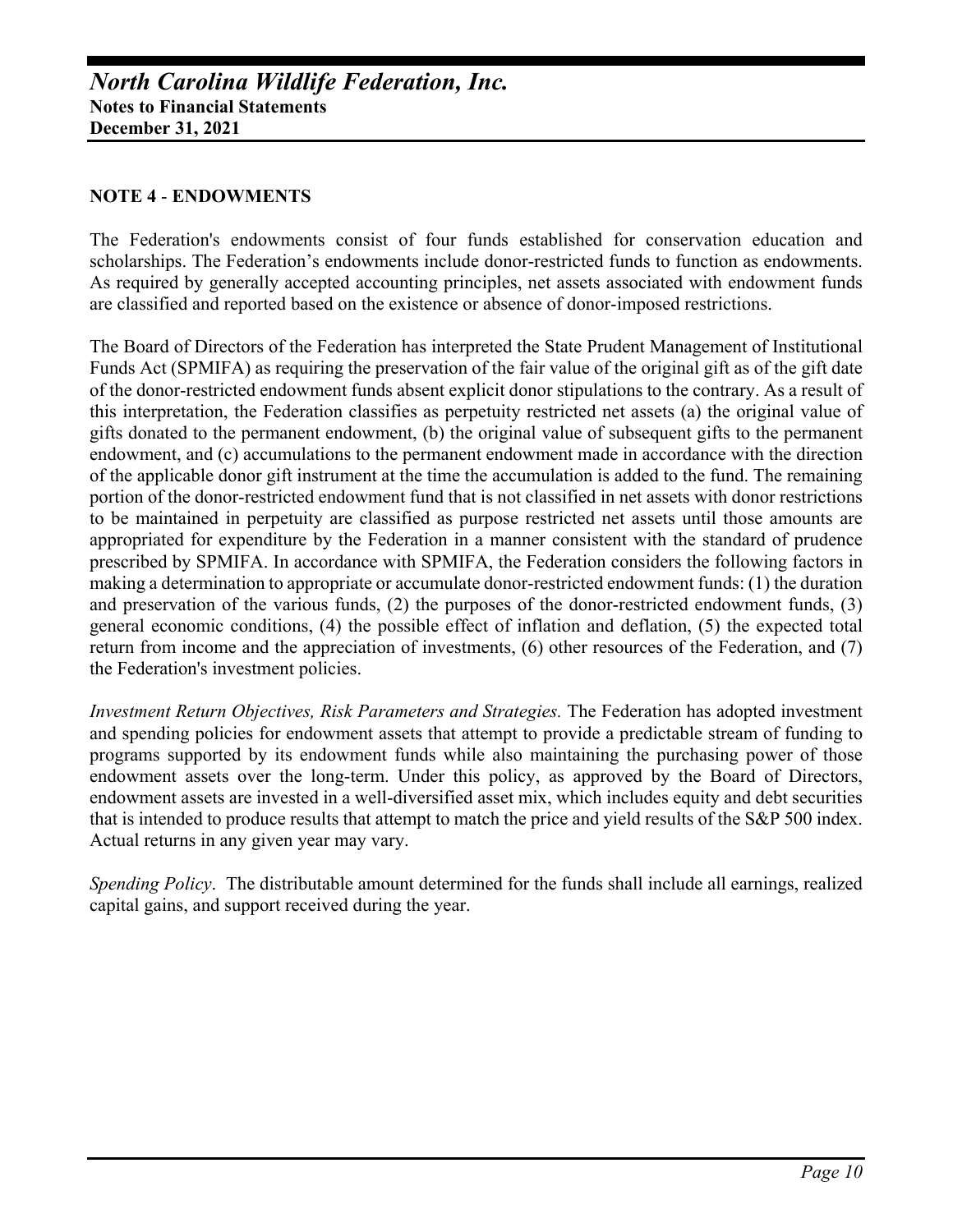## NOTE 4 - ENDOWMENTS

The Federation's endowments consist of four funds established for conservation education and scholarships. The Federation's endowments include donor-restricted funds to function as endowments. As required by generally accepted accounting principles, net assets associated with endowment funds are classified and reported based on the existence or absence of donor-imposed restrictions.

The Board of Directors of the Federation has interpreted the State Prudent Management of Institutional Funds Act (SPMIFA) as requiring the preservation of the fair value of the original gift as of the gift date of the donor-restricted endowment funds absent explicit donor stipulations to the contrary. As a result of this interpretation, the Federation classifies as perpetuity restricted net assets (a) the original value of gifts donated to the permanent endowment, (b) the original value of subsequent gifts to the permanent endowment, and (c) accumulations to the permanent endowment made in accordance with the direction of the applicable donor gift instrument at the time the accumulation is added to the fund. The remaining portion of the donor-restricted endowment fund that is not classified in net assets with donor restrictions to be maintained in perpetuity are classified as purpose restricted net assets until those amounts are appropriated for expenditure by the Federation in a manner consistent with the standard of prudence prescribed by SPMIFA. In accordance with SPMIFA, the Federation considers the following factors in making a determination to appropriate or accumulate donor-restricted endowment funds: (1) the duration and preservation of the various funds, (2) the purposes of the donor-restricted endowment funds, (3) general economic conditions, (4) the possible effect of inflation and deflation, (5) the expected total return from income and the appreciation of investments, (6) other resources of the Federation, and (7) the Federation's investment policies.

*Investment Return Objectives, Risk Parameters and Strategies.* The Federation has adopted investment and spending policies for endowment assets that attempt to provide a predictable stream of funding to programs supported by its endowment funds while also maintaining the purchasing power of those endowment assets over the long-term. Under this policy, as approved by the Board of Directors, endowment assets are invested in a well-diversified asset mix, which includes equity and debt securities that is intended to produce results that attempt to match the price and yield results of the S&P 500 index. Actual returns in any given year may vary.

*Spending Policy*. The distributable amount determined for the funds shall include all earnings, realized capital gains, and support received during the year.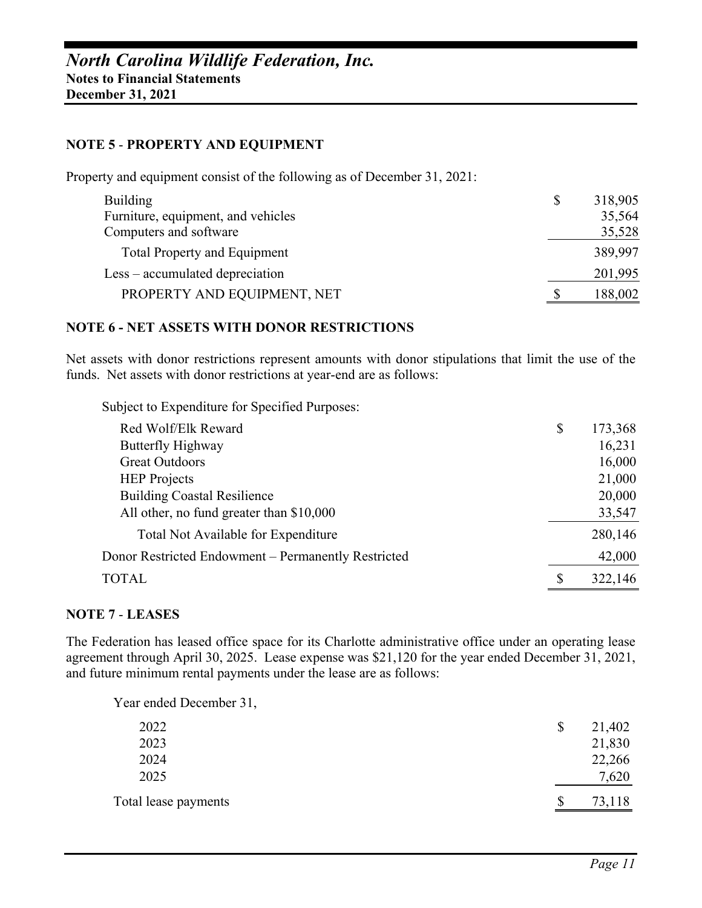# *North Carolina Wildlife Federation, Inc.*
**Notes to Financial Statements**
**December 31, 2021**

## NOTE 5 - PROPERTY AND EQUIPMENT

Property and equipment consist of the following as of December 31, 2021:

| | |
|---|---|
| Building | $ 318,905 |
| Furniture, equipment, and vehicles | 35,564 |
| Computers and software | 35,528 |
| Total Property and Equipment | 389,997 |
| Less – accumulated depreciation | 201,995 |
| PROPERTY AND EQUIPMENT, NET | $ 188,002 |

## NOTE 6 - NET ASSETS WITH DONOR RESTRICTIONS

Net assets with donor restrictions represent amounts with donor stipulations that limit the use of the funds. Net assets with donor restrictions at year-end are as follows:

| | |
|---|---|
| Subject to Expenditure for Specified Purposes: | |
| Red Wolf/Elk Reward | $ 173,368 |
| Butterfly Highway | 16,231 |
| Great Outdoors | 16,000 |
| HEP Projects | 21,000 |
| Building Coastal Resilience | 20,000 |
| All other, no fund greater than $10,000 | 33,547 |
| Total Not Available for Expenditure | 280,146 |
| Donor Restricted Endowment – Permanently Restricted | 42,000 |
| TOTAL | $ 322,146 |

## NOTE 7 - LEASES

The Federation has leased office space for its Charlotte administrative office under an operating lease agreement through April 30, 2025. Lease expense was $21,120 for the year ended December 31, 2021, and future minimum rental payments under the lease are as follows:

| Year ended December 31, | |
|---|---|
| 2022 | $ 21,402 |
| 2023 | 21,830 |
| 2024 | 22,266 |
| 2025 | 7,620 |
| Total lease payments | $ 73,118 |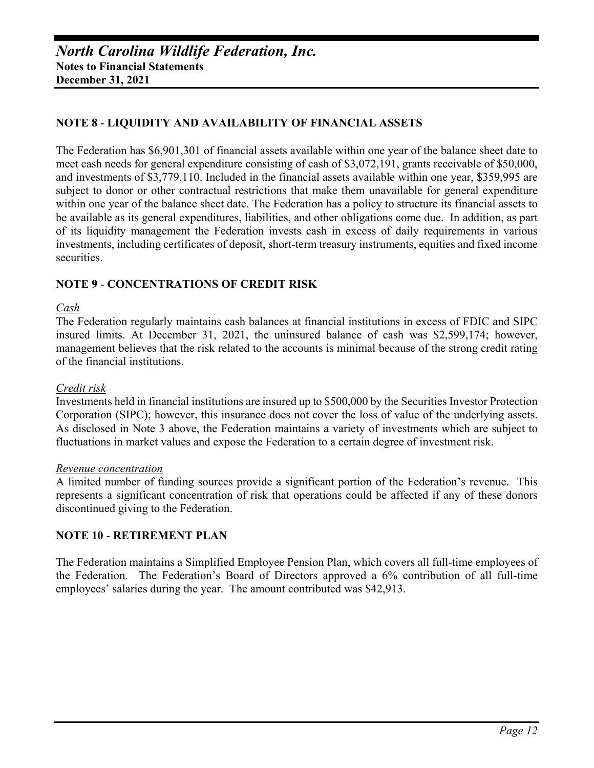# North Carolina Wildlife Federation, Inc.

**Notes to Financial Statements**
**December 31, 2021**

## NOTE 8 - LIQUIDITY AND AVAILABILITY OF FINANCIAL ASSETS

The Federation has $6,901,301 of financial assets available within one year of the balance sheet date to meet cash needs for general expenditure consisting of cash of $3,072,191, grants receivable of $50,000, and investments of $3,779,110. Included in the financial assets available within one year, $359,995 are subject to donor or other contractual restrictions that make them unavailable for general expenditure within one year of the balance sheet date. The Federation has a policy to structure its financial assets to be available as its general expenditures, liabilities, and other obligations come due. In addition, as part of its liquidity management the Federation invests cash in excess of daily requirements in various investments, including certificates of deposit, short-term treasury instruments, equities and fixed income securities.

## NOTE 9 - CONCENTRATIONS OF CREDIT RISK

*Cash*

The Federation regularly maintains cash balances at financial institutions in excess of FDIC and SIPC insured limits. At December 31, 2021, the uninsured balance of cash was $2,599,174; however, management believes that the risk related to the accounts is minimal because of the strong credit rating of the financial institutions.

*Credit risk*

Investments held in financial institutions are insured up to $500,000 by the Securities Investor Protection Corporation (SIPC); however, this insurance does not cover the loss of value of the underlying assets. As disclosed in Note 3 above, the Federation maintains a variety of investments which are subject to fluctuations in market values and expose the Federation to a certain degree of investment risk.

*Revenue concentration*

A limited number of funding sources provide a significant portion of the Federation's revenue. This represents a significant concentration of risk that operations could be affected if any of these donors discontinued giving to the Federation.

## NOTE 10 - RETIREMENT PLAN

The Federation maintains a Simplified Employee Pension Plan, which covers all full-time employees of the Federation. The Federation's Board of Directors approved a 6% contribution of all full-time employees' salaries during the year. The amount contributed was $42,913.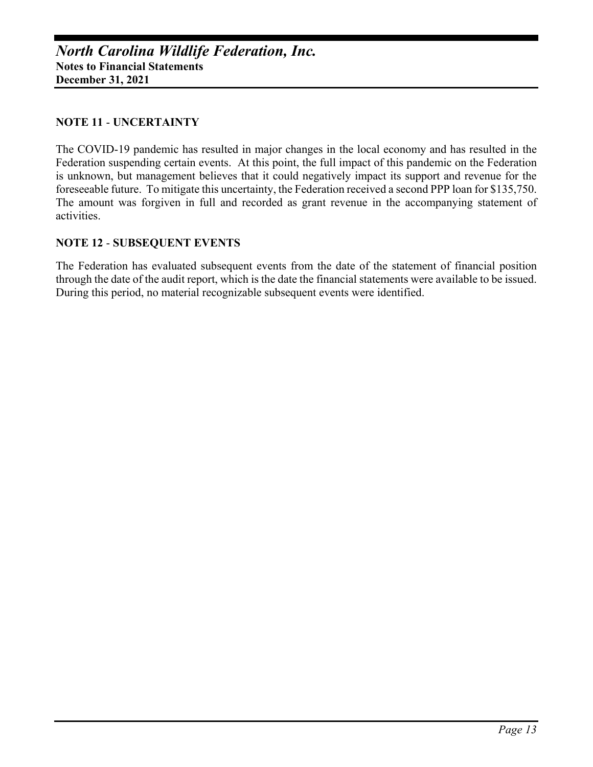## NOTE 11 - UNCERTAINTY

The COVID-19 pandemic has resulted in major changes in the local economy and has resulted in the Federation suspending certain events. At this point, the full impact of this pandemic on the Federation is unknown, but management believes that it could negatively impact its support and revenue for the foreseeable future. To mitigate this uncertainty, the Federation received a second PPP loan for $135,750. The amount was forgiven in full and recorded as grant revenue in the accompanying statement of activities.

## NOTE 12 - SUBSEQUENT EVENTS

The Federation has evaluated subsequent events from the date of the statement of financial position through the date of the audit report, which is the date the financial statements were available to be issued. During this period, no material recognizable subsequent events were identified.